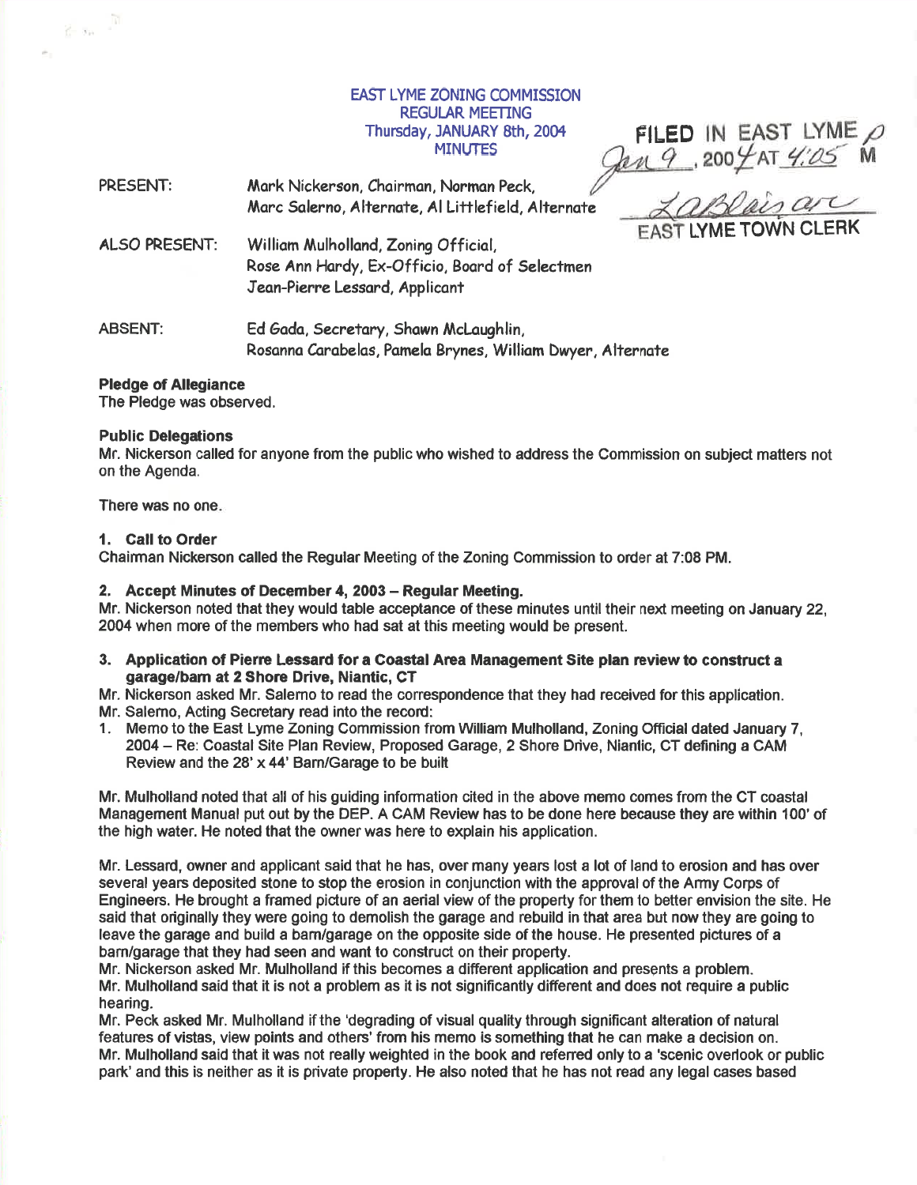EAST LYME ZONING COMMISSION
REGULAR MEETING
Thursday, JANUARY 8th, 2004
MINUTES

FILED IN EAST LYME
Jan 9, 2004 AT 4:05 M
EAST LYME TOWN CLERK

PRESENT: Mark Nickerson, Chairman, Norman Peck, Marc Salerno, Alternate, Al Littlefield, Alternate

ALSO PRESENT: William Mulholland, Zoning Official, Rose Ann Hardy, Ex-Officio, Board of Selectmen, Jean-Pierre Lessard, Applicant

ABSENT: Ed Gada, Secretary, Shawn McLaughlin, Rosanna Carabelas, Pamela Brynes, William Dwyer, Alternate

**Pledge of Allegiance**
The Pledge was observed.

**Public Delegations**
Mr. Nickerson called for anyone from the public who wished to address the Commission on subject matters not on the Agenda.

There was no one.

**1. Call to Order**
Chairman Nickerson called the Regular Meeting of the Zoning Commission to order at 7:08 PM.

**2. Accept Minutes of December 4, 2003 – Regular Meeting.**
Mr. Nickerson noted that they would table acceptance of these minutes until their next meeting on January 22, 2004 when more of the members who had sat at this meeting would be present.

**3. Application of Pierre Lessard for a Coastal Area Management Site plan review to construct a garage/barn at 2 Shore Drive, Niantic, CT**

Mr. Nickerson asked Mr. Salerno to read the correspondence that they had received for this application.
Mr. Salerno, Acting Secretary read into the record:

1. Memo to the East Lyme Zoning Commission from William Mulholland, Zoning Official dated January 7, 2004 – Re: Coastal Site Plan Review, Proposed Garage, 2 Shore Drive, Niantic, CT defining a CAM Review and the 28' x 44' Barn/Garage to be built

Mr. Mulholland noted that all of his guiding information cited in the above memo comes from the CT coastal Management Manual put out by the DEP. A CAM Review has to be done here because they are within 100' of the high water. He noted that the owner was here to explain his application.

Mr. Lessard, owner and applicant said that he has, over many years lost a lot of land to erosion and has over several years deposited stone to stop the erosion in conjunction with the approval of the Army Corps of Engineers. He brought a framed picture of an aerial view of the property for them to better envision the site. He said that originally they were going to demolish the garage and rebuild in that area but now they are going to leave the garage and build a barn/garage on the opposite side of the house. He presented pictures of a barn/garage that they had seen and want to construct on their property.

Mr. Nickerson asked Mr. Mulholland if this becomes a different application and presents a problem.
Mr. Mulholland said that it is not a problem as it is not significantly different and does not require a public hearing.
Mr. Peck asked Mr. Mulholland if the 'degrading of visual quality through significant alteration of natural features of vistas, view points and others' from his memo is something that he can make a decision on.
Mr. Mulholland said that it was not really weighted in the book and referred only to a 'scenic overlook or public park' and this is neither as it is private property. He also noted that he has not read any legal cases based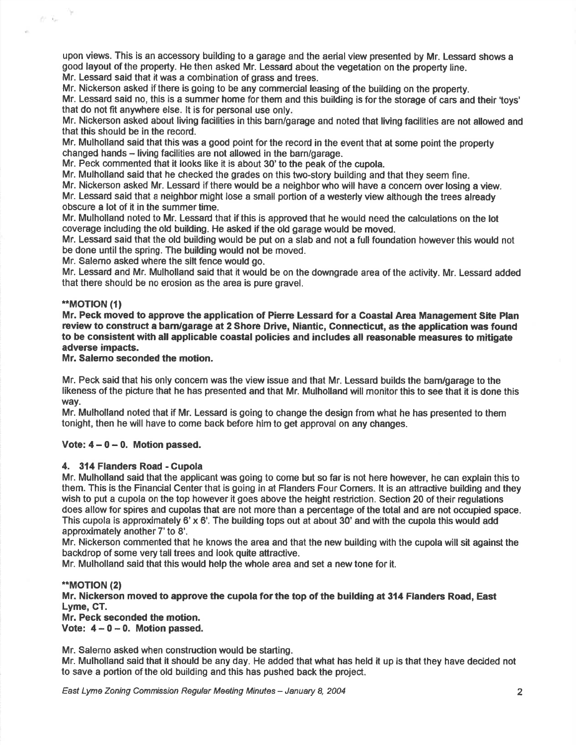upon views. This is an accessory building to a garage and the aerial view presented by Mr. Lessard shows a good layout of the property. He then asked Mr. Lessard about the vegetation on the property line.

Mr. Lessard said that it was a combination of grass and trees.

Mr. Nickerson asked if there is going to be any commercial leasing of the building on the property.

Mr. Lessard said no, this is a summer home for them and this building is for the storage of cars and their 'toys' that do not fit anywhere else. It is for personal use only.

Mr. Nickerson asked about living facilities in this barn/garage and noted that living facilities are not allowed and that this should be in the record.

Mr. Mulholland said that this was a good point for the record in the event that at some point the property changed hands – living facilities are not allowed in the barn/garage.

Mr. Peck commented that it looks like it is about 30' to the peak of the cupola.

Mr. Mulholland said that he checked the grades on this two-story building and that they seem fine.

Mr. Nickerson asked Mr. Lessard if there would be a neighbor who will have a concern over losing a view.

Mr. Lessard said that a neighbor might lose a small portion of a westerly view although the trees already obscure a lot of it in the summer time.

Mr. Mulholland noted to Mr. Lessard that if this is approved that he would need the calculations on the lot coverage including the old building. He asked if the old garage would be moved.

Mr. Lessard said that the old building would be put on a slab and not a full foundation however this would not be done until the spring. The building would not be moved.

Mr. Salerno asked where the silt fence would go.

Mr. Lessard and Mr. Mulholland said that it would be on the downgrade area of the activity. Mr. Lessard added that there should be no erosion as the area is pure gravel.

**\*\*MOTION (1)**

**Mr. Peck moved to approve the application of Pierre Lessard for a Coastal Area Management Site Plan review to construct a barn/garage at 2 Shore Drive, Niantic, Connecticut, as the application was found to be consistent with all applicable coastal policies and includes all reasonable measures to mitigate adverse impacts.**

**Mr. Salerno seconded the motion.**

Mr. Peck said that his only concern was the view issue and that Mr. Lessard builds the barn/garage to the likeness of the picture that he has presented and that Mr. Mulholland will monitor this to see that it is done this way.

Mr. Mulholland noted that if Mr. Lessard is going to change the design from what he has presented to them tonight, then he will have to come back before him to get approval on any changes.

**Vote: 4 – 0 – 0. Motion passed.**

**4. 314 Flanders Road - Cupola**

Mr. Mulholland said that the applicant was going to come but so far is not here however, he can explain this to them. This is the Financial Center that is going in at Flanders Four Corners. It is an attractive building and they wish to put a cupola on the top however it goes above the height restriction. Section 20 of their regulations does allow for spires and cupolas that are not more than a percentage of the total and are not occupied space. This cupola is approximately 6' x 6'. The building tops out at about 30' and with the cupola this would add approximately another 7' to 8'.

Mr. Nickerson commented that he knows the area and that the new building with the cupola will sit against the backdrop of some very tall trees and look quite attractive.

Mr. Mulholland said that this would help the whole area and set a new tone for it.

**\*\*MOTION (2)**

**Mr. Nickerson moved to approve the cupola for the top of the building at 314 Flanders Road, East Lyme, CT.**

**Mr. Peck seconded the motion.**

**Vote: 4 – 0 – 0. Motion passed.**

Mr. Salerno asked when construction would be starting.

Mr. Mulholland said that it should be any day. He added that what has held it up is that they have decided not to save a portion of the old building and this has pushed back the project.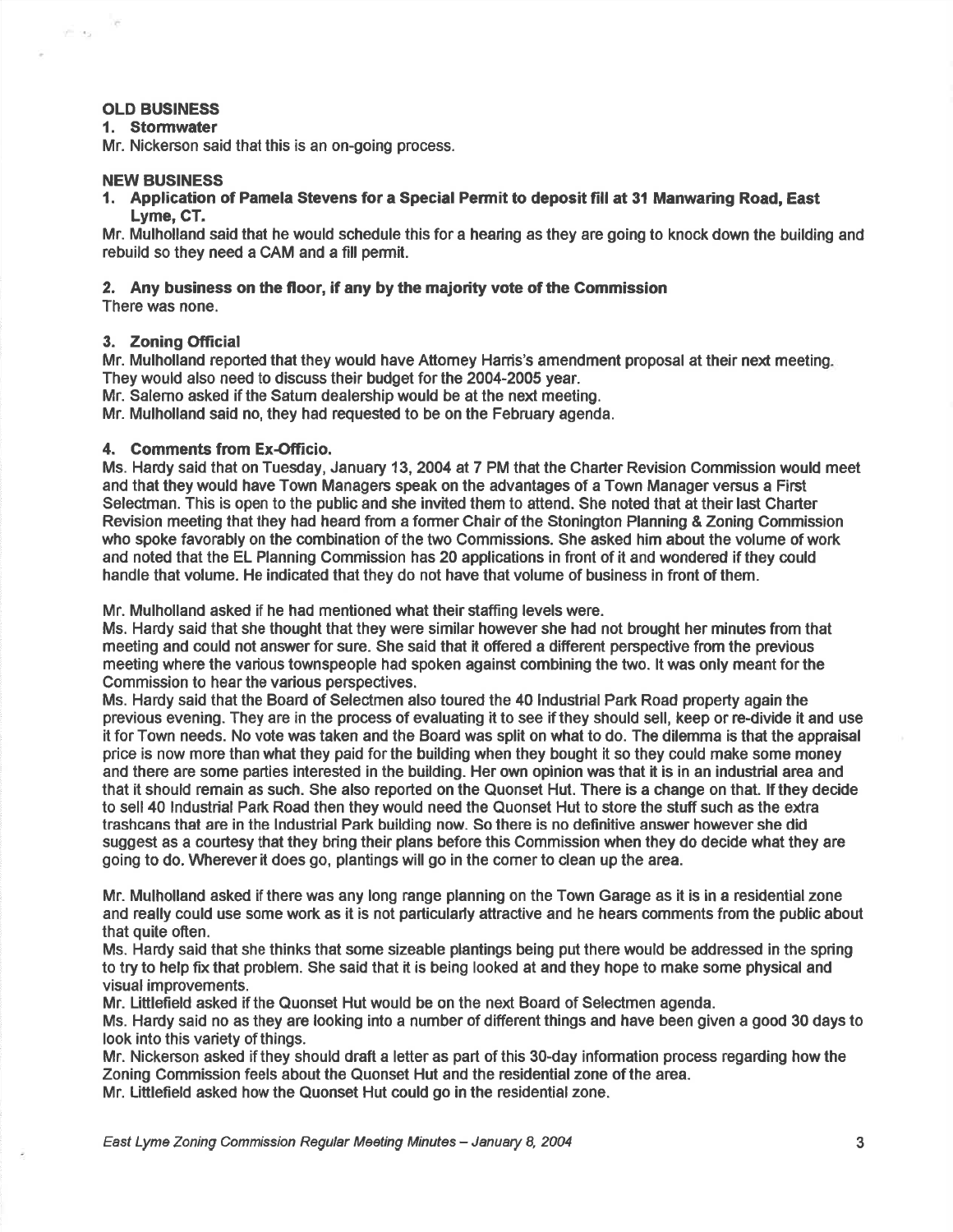**OLD BUSINESS**

**1. Stormwater**

Mr. Nickerson said that this is an on-going process.

**NEW BUSINESS**

**1. Application of Pamela Stevens for a Special Permit to deposit fill at 31 Manwaring Road, East Lyme, CT.**

Mr. Mulholland said that he would schedule this for a hearing as they are going to knock down the building and rebuild so they need a CAM and a fill permit.

**2. Any business on the floor, if any by the majority vote of the Commission**

There was none.

**3. Zoning Official**

Mr. Mulholland reported that they would have Attorney Harris's amendment proposal at their next meeting. They would also need to discuss their budget for the 2004-2005 year.

Mr. Salerno asked if the Saturn dealership would be at the next meeting.

Mr. Mulholland said no, they had requested to be on the February agenda.

**4. Comments from Ex-Officio.**

Ms. Hardy said that on Tuesday, January 13, 2004 at 7 PM that the Charter Revision Commission would meet and that they would have Town Managers speak on the advantages of a Town Manager versus a First Selectman. This is open to the public and she invited them to attend. She noted that at their last Charter Revision meeting that they had heard from a former Chair of the Stonington Planning & Zoning Commission who spoke favorably on the combination of the two Commissions. She asked him about the volume of work and noted that the EL Planning Commission has 20 applications in front of it and wondered if they could handle that volume. He indicated that they do not have that volume of business in front of them.

Mr. Mulholland asked if he had mentioned what their staffing levels were.

Ms. Hardy said that she thought that they were similar however she had not brought her minutes from that meeting and could not answer for sure. She said that it offered a different perspective from the previous meeting where the various townspeople had spoken against combining the two. It was only meant for the Commission to hear the various perspectives.

Ms. Hardy said that the Board of Selectmen also toured the 40 Industrial Park Road property again the previous evening. They are in the process of evaluating it to see if they should sell, keep or re-divide it and use it for Town needs. No vote was taken and the Board was split on what to do. The dilemma is that the appraisal price is now more than what they paid for the building when they bought it so they could make some money and there are some parties interested in the building. Her own opinion was that it is in an industrial area and that it should remain as such. She also reported on the Quonset Hut. There is a change on that. If they decide to sell 40 Industrial Park Road then they would need the Quonset Hut to store the stuff such as the extra trashcans that are in the Industrial Park building now. So there is no definitive answer however she did suggest as a courtesy that they bring their plans before this Commission when they do decide what they are going to do. Wherever it does go, plantings will go in the corner to clean up the area.

Mr. Mulholland asked if there was any long range planning on the Town Garage as it is in a residential zone and really could use some work as it is not particularly attractive and he hears comments from the public about that quite often.

Ms. Hardy said that she thinks that some sizeable plantings being put there would be addressed in the spring to try to help fix that problem. She said that it is being looked at and they hope to make some physical and visual improvements.

Mr. Littlefield asked if the Quonset Hut would be on the next Board of Selectmen agenda.

Ms. Hardy said no as they are looking into a number of different things and have been given a good 30 days to look into this variety of things.

Mr. Nickerson asked if they should draft a letter as part of this 30-day information process regarding how the Zoning Commission feels about the Quonset Hut and the residential zone of the area.

Mr. Littlefield asked how the Quonset Hut could go in the residential zone.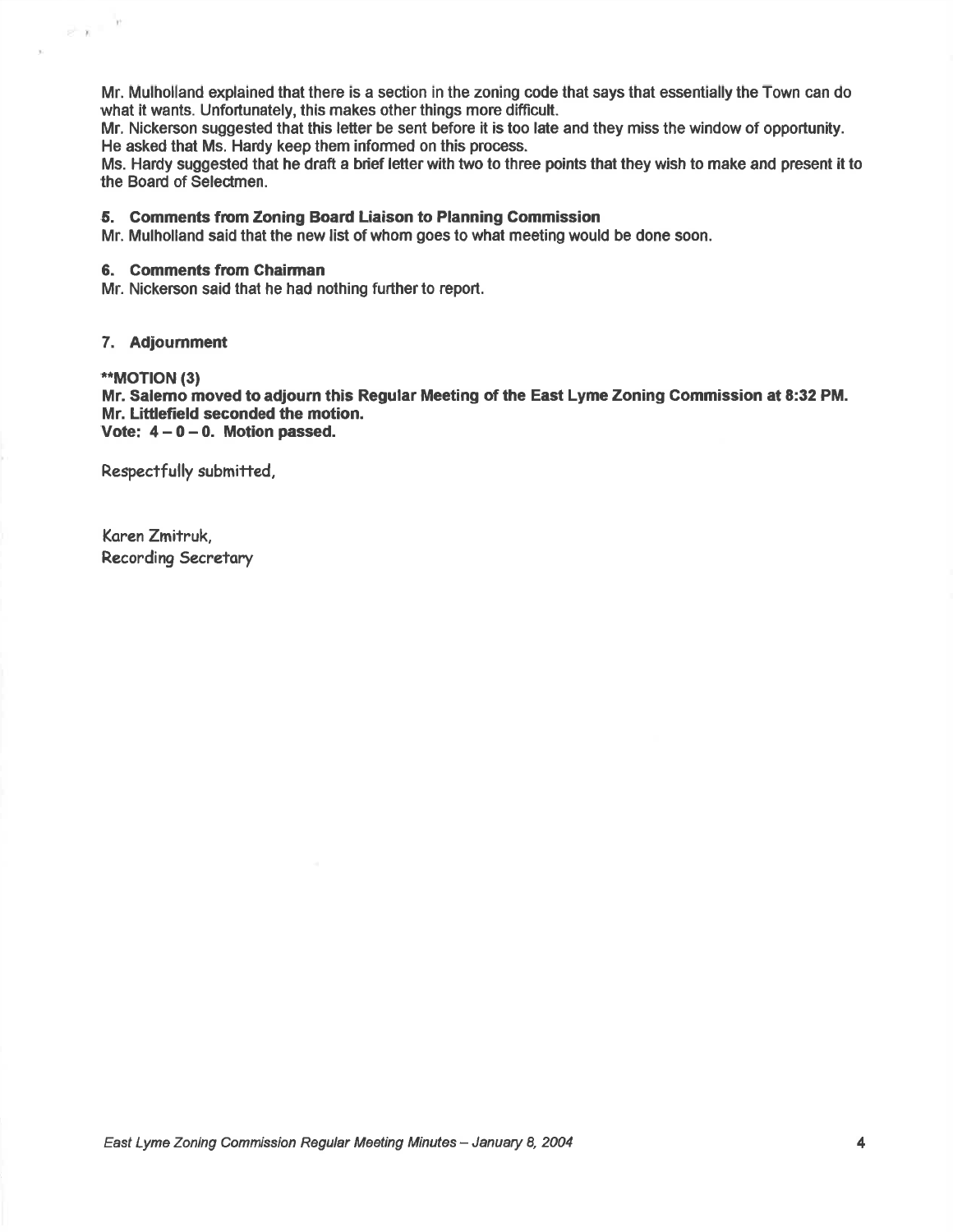Mr. Mulholland explained that there is a section in the zoning code that says that essentially the Town can do what it wants. Unfortunately, this makes other things more difficult.

Mr. Nickerson suggested that this letter be sent before it is too late and they miss the window of opportunity. He asked that Ms. Hardy keep them informed on this process.

Ms. Hardy suggested that he draft a brief letter with two to three points that they wish to make and present it to the Board of Selectmen.

### 5. Comments from Zoning Board Liaison to Planning Commission

Mr. Mulholland said that the new list of whom goes to what meeting would be done soon.

### 6. Comments from Chairman

Mr. Nickerson said that he had nothing further to report.

### 7. Adjournment

**\*\*MOTION (3)**
**Mr. Salerno moved to adjourn this Regular Meeting of the East Lyme Zoning Commission at 8:32 PM.**
**Mr. Littlefield seconded the motion.**
**Vote: 4 – 0 – 0. Motion passed.**

Respectfully submitted,

Karen Zmitruk,
Recording Secretary